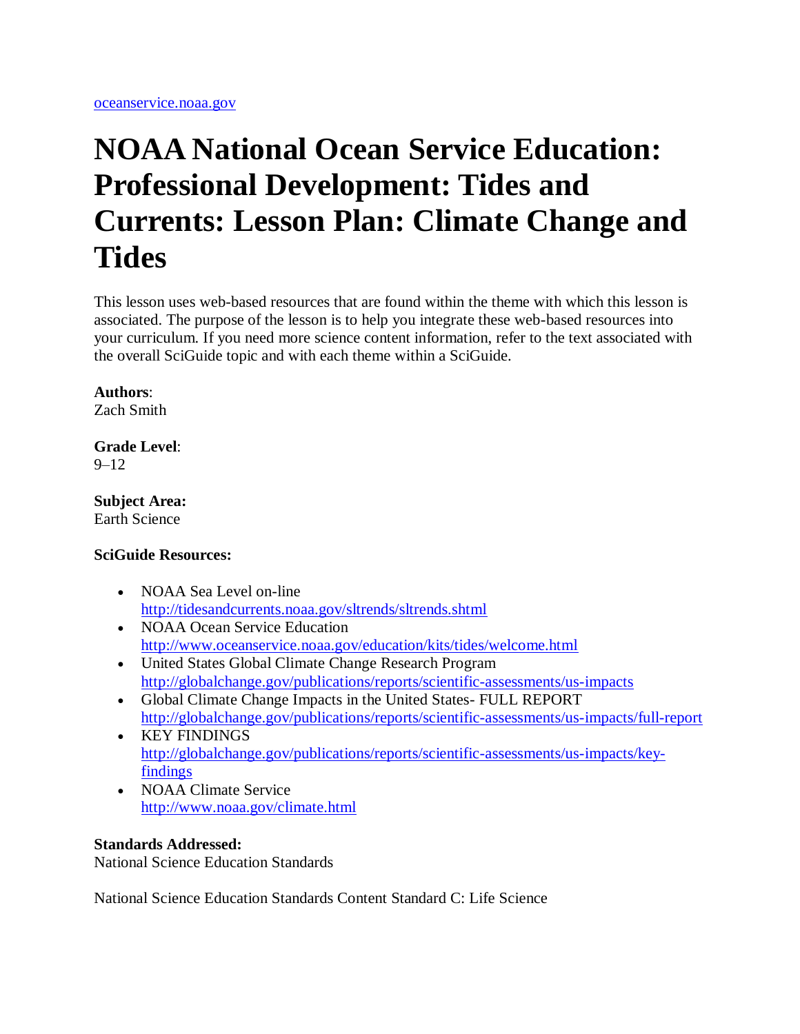[oceanservice.noaa.gov](oceanservice.noaa.gov)

# NOAA National Ocean Service Education: Professional Development: Tides and Currents: Lesson Plan: Climate Change and Tides

This lesson uses web-based resources that are found within the theme with which this lesson is associated. The purpose of the lesson is to help you integrate these web-based resources into your curriculum. If you need more science content information, refer to the text associated with the overall SciGuide topic and with each theme within a SciGuide.

**Authors**:
Zach Smith

**Grade Level**:
9–12

**Subject Area:**
Earth Science

**SciGuide Resources:**

- NOAA Sea Level on-line
  http://tidesandcurrents.noaa.gov/sltrends/sltrends.shtml
- NOAA Ocean Service Education
  http://www.oceanservice.noaa.gov/education/kits/tides/welcome.html
- United States Global Climate Change Research Program
  http://globalchange.gov/publications/reports/scientific-assessments/us-impacts
- Global Climate Change Impacts in the United States- FULL REPORT
  http://globalchange.gov/publications/reports/scientific-assessments/us-impacts/full-report
- KEY FINDINGS
  http://globalchange.gov/publications/reports/scientific-assessments/us-impacts/key-findings
- NOAA Climate Service
  http://www.noaa.gov/climate.html

**Standards Addressed:**
National Science Education Standards

National Science Education Standards Content Standard C: Life Science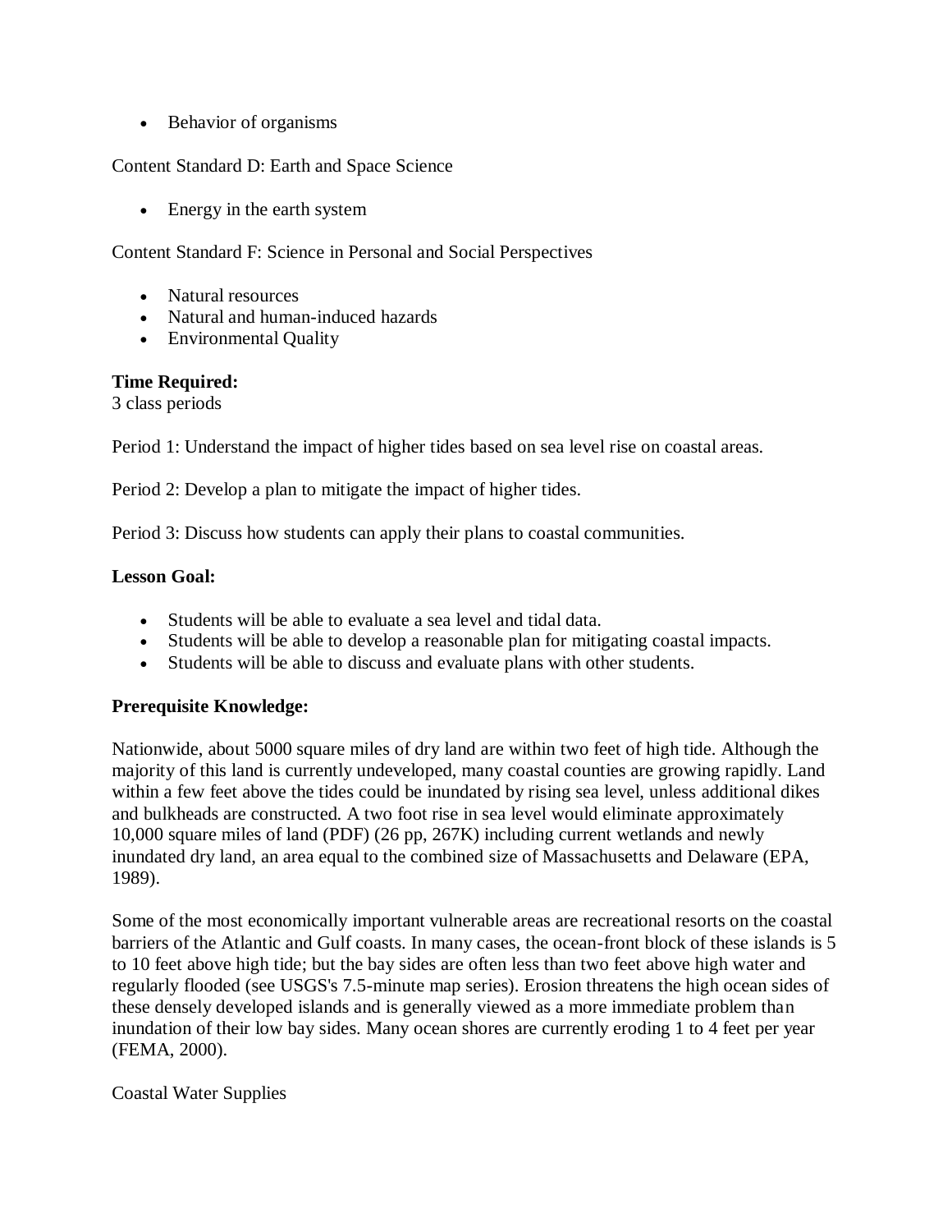- Behavior of organisms

Content Standard D: Earth and Space Science

- Energy in the earth system

Content Standard F: Science in Personal and Social Perspectives

- Natural resources
- Natural and human-induced hazards
- Environmental Quality

**Time Required:**
3 class periods

Period 1: Understand the impact of higher tides based on sea level rise on coastal areas.

Period 2: Develop a plan to mitigate the impact of higher tides.

Period 3: Discuss how students can apply their plans to coastal communities.

**Lesson Goal:**

- Students will be able to evaluate a sea level and tidal data.
- Students will be able to develop a reasonable plan for mitigating coastal impacts.
- Students will be able to discuss and evaluate plans with other students.

**Prerequisite Knowledge:**

Nationwide, about 5000 square miles of dry land are within two feet of high tide. Although the majority of this land is currently undeveloped, many coastal counties are growing rapidly. Land within a few feet above the tides could be inundated by rising sea level, unless additional dikes and bulkheads are constructed. A two foot rise in sea level would eliminate approximately 10,000 square miles of land (PDF) (26 pp, 267K) including current wetlands and newly inundated dry land, an area equal to the combined size of Massachusetts and Delaware (EPA, 1989).

Some of the most economically important vulnerable areas are recreational resorts on the coastal barriers of the Atlantic and Gulf coasts. In many cases, the ocean-front block of these islands is 5 to 10 feet above high tide; but the bay sides are often less than two feet above high water and regularly flooded (see USGS's 7.5-minute map series). Erosion threatens the high ocean sides of these densely developed islands and is generally viewed as a more immediate problem than inundation of their low bay sides. Many ocean shores are currently eroding 1 to 4 feet per year (FEMA, 2000).

Coastal Water Supplies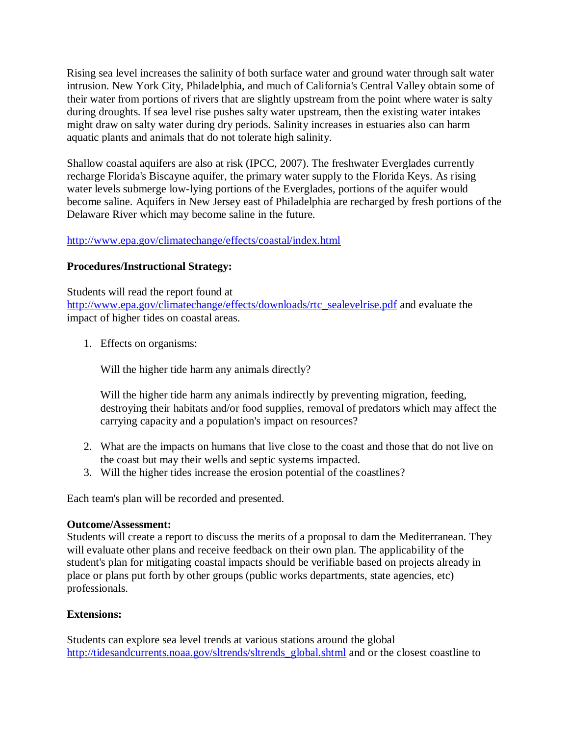Rising sea level increases the salinity of both surface water and ground water through salt water intrusion. New York City, Philadelphia, and much of California's Central Valley obtain some of their water from portions of rivers that are slightly upstream from the point where water is salty during droughts. If sea level rise pushes salty water upstream, then the existing water intakes might draw on salty water during dry periods. Salinity increases in estuaries also can harm aquatic plants and animals that do not tolerate high salinity.

Shallow coastal aquifers are also at risk (IPCC, 2007). The freshwater Everglades currently recharge Florida's Biscayne aquifer, the primary water supply to the Florida Keys. As rising water levels submerge low-lying portions of the Everglades, portions of the aquifer would become saline. Aquifers in New Jersey east of Philadelphia are recharged by fresh portions of the Delaware River which may become saline in the future.

http://www.epa.gov/climatechange/effects/coastal/index.html

**Procedures/Instructional Strategy:**

Students will read the report found at http://www.epa.gov/climatechange/effects/downloads/rtc_sealevelrise.pdf and evaluate the impact of higher tides on coastal areas.

1. Effects on organisms:

   Will the higher tide harm any animals directly?

   Will the higher tide harm any animals indirectly by preventing migration, feeding, destroying their habitats and/or food supplies, removal of predators which may affect the carrying capacity and a population's impact on resources?

2. What are the impacts on humans that live close to the coast and those that do not live on the coast but may their wells and septic systems impacted.
3. Will the higher tides increase the erosion potential of the coastlines?

Each team's plan will be recorded and presented.

**Outcome/Assessment:**
Students will create a report to discuss the merits of a proposal to dam the Mediterranean. They will evaluate other plans and receive feedback on their own plan. The applicability of the student's plan for mitigating coastal impacts should be verifiable based on projects already in place or plans put forth by other groups (public works departments, state agencies, etc) professionals.

**Extensions:**

Students can explore sea level trends at various stations around the global http://tidesandcurrents.noaa.gov/sltrends/sltrends_global.shtml and or the closest coastline to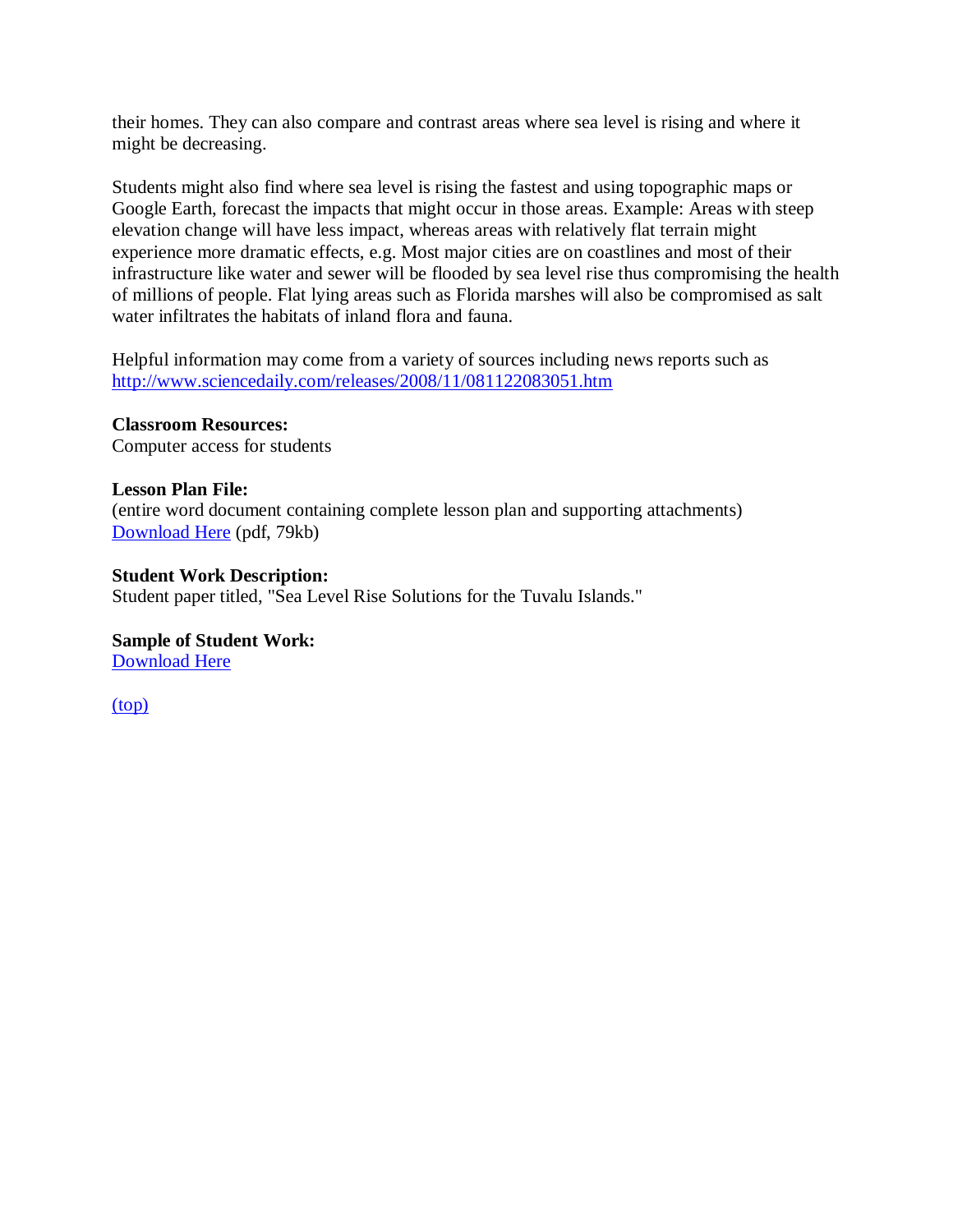their homes. They can also compare and contrast areas where sea level is rising and where it might be decreasing.

Students might also find where sea level is rising the fastest and using topographic maps or Google Earth, forecast the impacts that might occur in those areas. Example: Areas with steep elevation change will have less impact, whereas areas with relatively flat terrain might experience more dramatic effects, e.g. Most major cities are on coastlines and most of their infrastructure like water and sewer will be flooded by sea level rise thus compromising the health of millions of people. Flat lying areas such as Florida marshes will also be compromised as salt water infiltrates the habitats of inland flora and fauna.

Helpful information may come from a variety of sources including news reports such as [http://www.sciencedaily.com/releases/2008/11/081122083051.htm](http://www.sciencedaily.com/releases/2008/11/081122083051.htm)

**Classroom Resources:**
Computer access for students

**Lesson Plan File:**
(entire word document containing complete lesson plan and supporting attachments)
Download Here (pdf, 79kb)

**Student Work Description:**
Student paper titled, "Sea Level Rise Solutions for the Tuvalu Islands."

**Sample of Student Work:**
Download Here

(top)